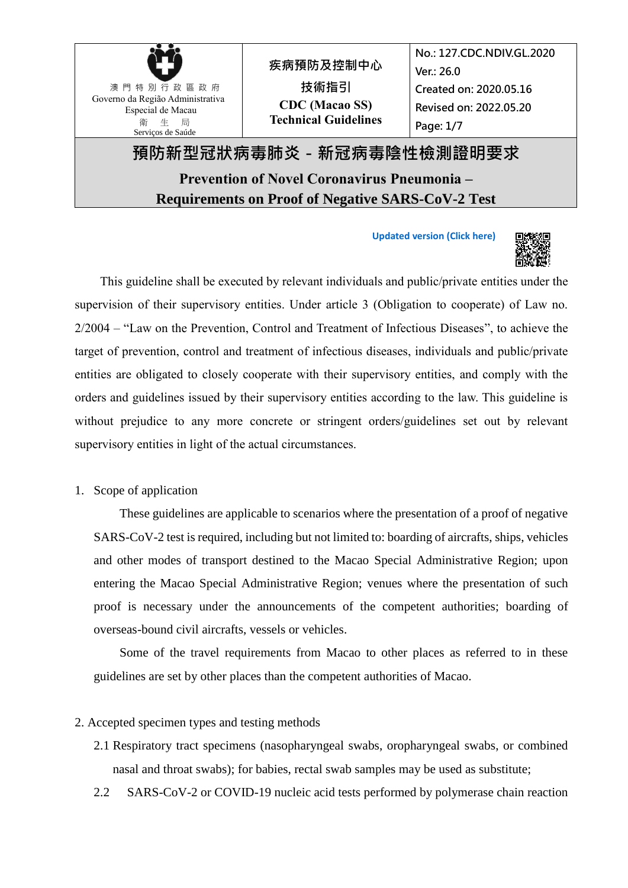| 澳門特別行政區政府<br>Governo da Região Administrativa Especial de Macau<br>衛生局<br>Serviços de Saúde | 疾病預防及控制中心<br>技術指引<br>**CDC (Macao SS)**<br>**Technical Guidelines** | No.: 127.CDC.NDIV.GL.2020<br>Ver.: 26.0<br>Created on: 2020.05.16<br>Revised on: 2022.05.20<br>Page: 1/7 |
|---|---|---|

# 預防新型冠狀病毒肺炎 - 新冠病毒陰性檢測證明要求

# Prevention of Novel Coronavirus Pneumonia – Requirements on Proof of Negative SARS-CoV-2 Test

Updated version (Click here)

This guideline shall be executed by relevant individuals and public/private entities under the supervision of their supervisory entities. Under article 3 (Obligation to cooperate) of Law no. 2/2004 – "Law on the Prevention, Control and Treatment of Infectious Diseases", to achieve the target of prevention, control and treatment of infectious diseases, individuals and public/private entities are obligated to closely cooperate with their supervisory entities, and comply with the orders and guidelines issued by their supervisory entities according to the law. This guideline is without prejudice to any more concrete or stringent orders/guidelines set out by relevant supervisory entities in light of the actual circumstances.

1. Scope of application

   These guidelines are applicable to scenarios where the presentation of a proof of negative SARS-CoV-2 test is required, including but not limited to: boarding of aircrafts, ships, vehicles and other modes of transport destined to the Macao Special Administrative Region; upon entering the Macao Special Administrative Region; venues where the presentation of such proof is necessary under the announcements of the competent authorities; boarding of overseas-bound civil aircrafts, vessels or vehicles.

   Some of the travel requirements from Macao to other places as referred to in these guidelines are set by other places than the competent authorities of Macao.

2. Accepted specimen types and testing methods

   2.1 Respiratory tract specimens (nasopharyngeal swabs, oropharyngeal swabs, or combined nasal and throat swabs); for babies, rectal swab samples may be used as substitute;

   2.2 SARS-CoV-2 or COVID-19 nucleic acid tests performed by polymerase chain reaction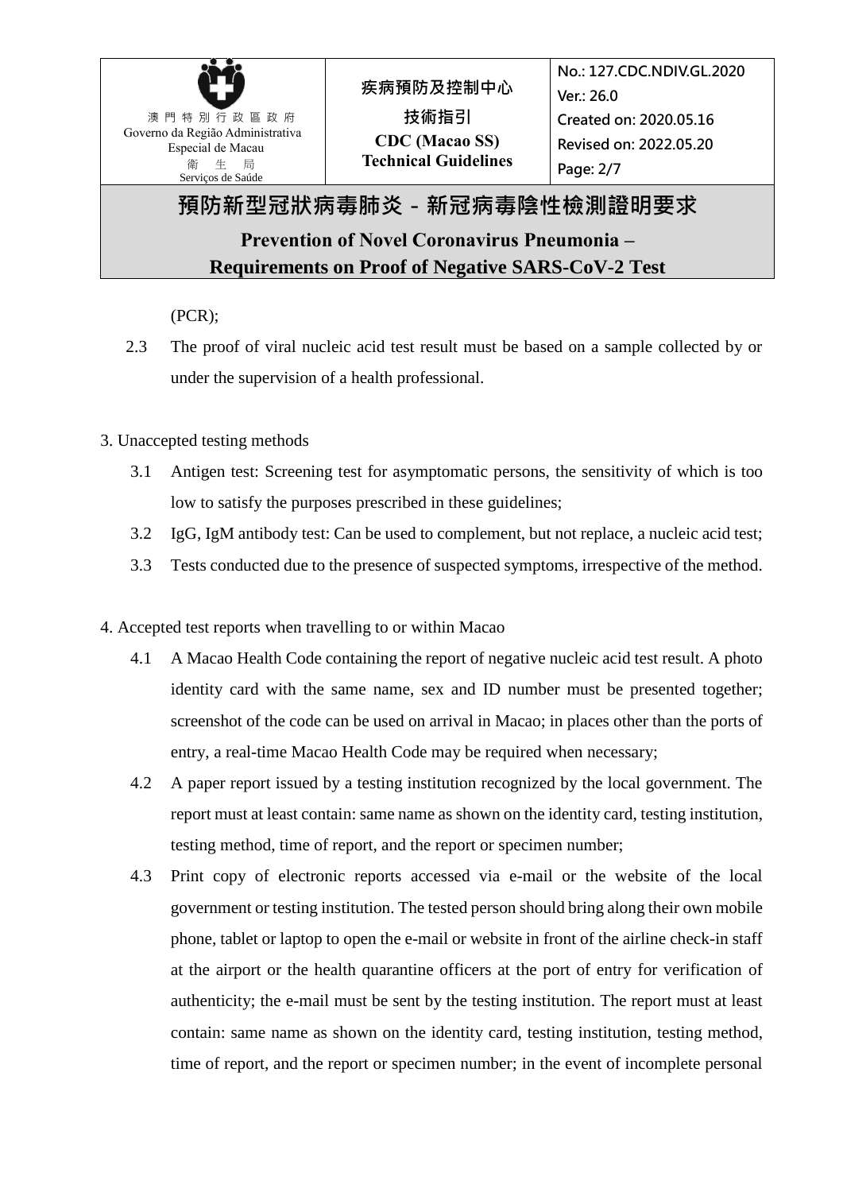(PCR);

2.3 The proof of viral nucleic acid test result must be based on a sample collected by or under the supervision of a health professional.

3. Unaccepted testing methods

3.1 Antigen test: Screening test for asymptomatic persons, the sensitivity of which is too low to satisfy the purposes prescribed in these guidelines;

3.2 IgG, IgM antibody test: Can be used to complement, but not replace, a nucleic acid test;

3.3 Tests conducted due to the presence of suspected symptoms, irrespective of the method.

4. Accepted test reports when travelling to or within Macao

4.1 A Macao Health Code containing the report of negative nucleic acid test result. A photo identity card with the same name, sex and ID number must be presented together; screenshot of the code can be used on arrival in Macao; in places other than the ports of entry, a real-time Macao Health Code may be required when necessary;

4.2 A paper report issued by a testing institution recognized by the local government. The report must at least contain: same name as shown on the identity card, testing institution, testing method, time of report, and the report or specimen number;

4.3 Print copy of electronic reports accessed via e-mail or the website of the local government or testing institution. The tested person should bring along their own mobile phone, tablet or laptop to open the e-mail or website in front of the airline check-in staff at the airport or the health quarantine officers at the port of entry for verification of authenticity; the e-mail must be sent by the testing institution. The report must at least contain: same name as shown on the identity card, testing institution, testing method, time of report, and the report or specimen number; in the event of incomplete personal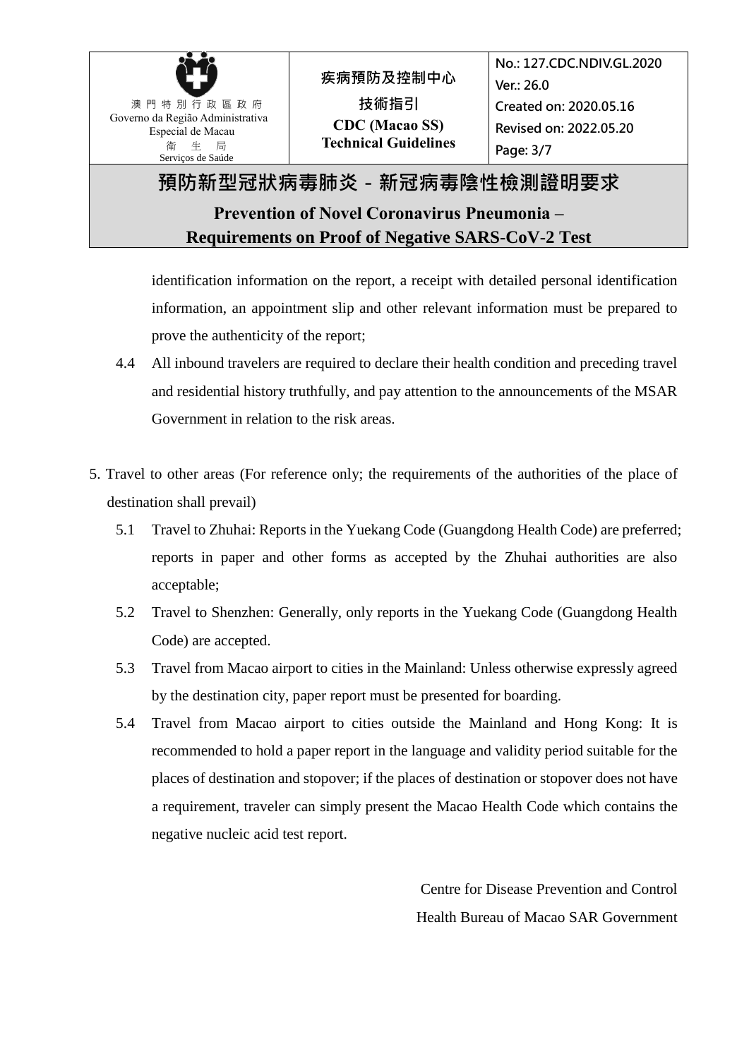identification information on the report, a receipt with detailed personal identification information, an appointment slip and other relevant information must be prepared to prove the authenticity of the report;

4.4 All inbound travelers are required to declare their health condition and preceding travel and residential history truthfully, and pay attention to the announcements of the MSAR Government in relation to the risk areas.

5. Travel to other areas (For reference only; the requirements of the authorities of the place of destination shall prevail)

   5.1 Travel to Zhuhai: Reports in the Yuekang Code (Guangdong Health Code) are preferred; reports in paper and other forms as accepted by the Zhuhai authorities are also acceptable;

   5.2 Travel to Shenzhen: Generally, only reports in the Yuekang Code (Guangdong Health Code) are accepted.

   5.3 Travel from Macao airport to cities in the Mainland: Unless otherwise expressly agreed by the destination city, paper report must be presented for boarding.

   5.4 Travel from Macao airport to cities outside the Mainland and Hong Kong: It is recommended to hold a paper report in the language and validity period suitable for the places of destination and stopover; if the places of destination or stopover does not have a requirement, traveler can simply present the Macao Health Code which contains the negative nucleic acid test report.

Centre for Disease Prevention and Control
Health Bureau of Macao SAR Government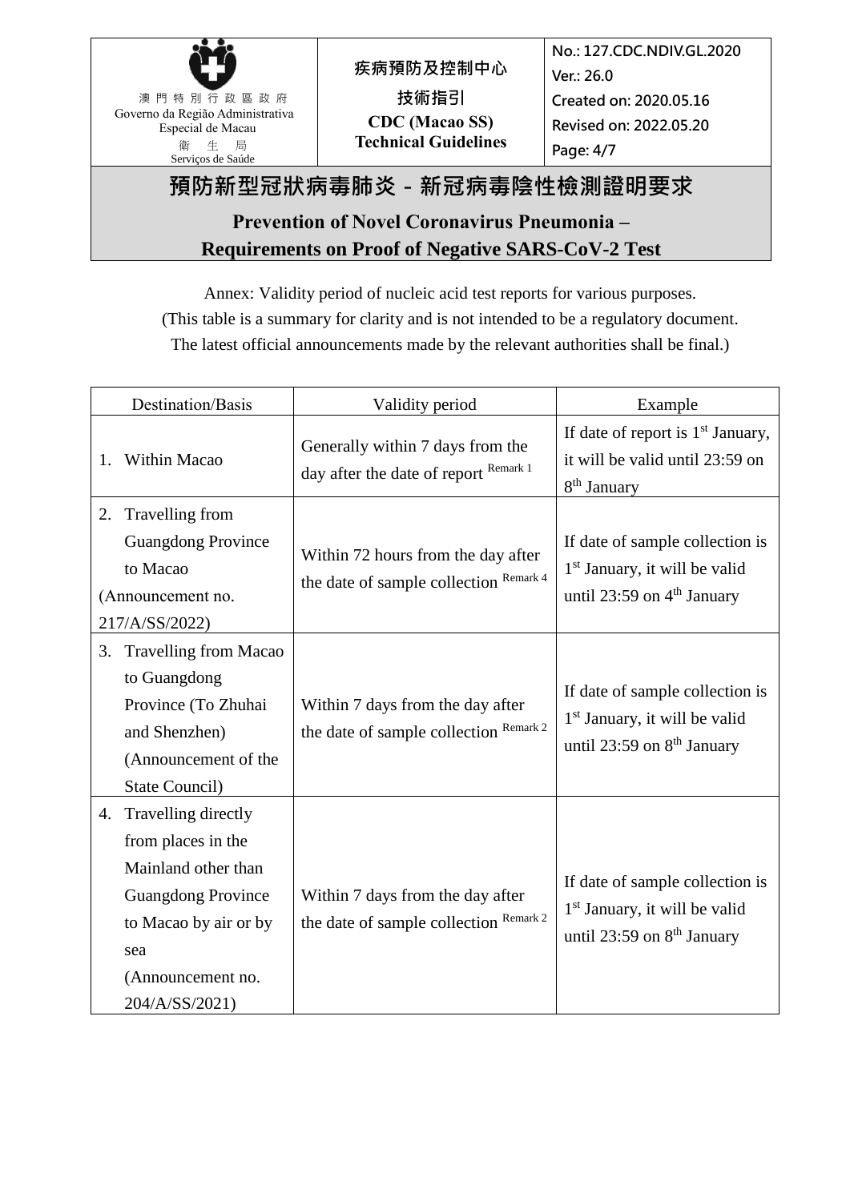Annex: Validity period of nucleic acid test reports for various purposes.
(This table is a summary for clarity and is not intended to be a regulatory document.
The latest official announcements made by the relevant authorities shall be final.)

| Destination/Basis | Validity period | Example |
|---|---|---|
| 1. Within Macao | Generally within 7 days from the day after the date of report Remark 1 | If date of report is 1st January, it will be valid until 23:59 on 8th January |
| 2. Travelling from Guangdong Province to Macao (Announcement no. 217/A/SS/2022) | Within 72 hours from the day after the date of sample collection Remark 4 | If date of sample collection is 1st January, it will be valid until 23:59 on 4th January |
| 3. Travelling from Macao to Guangdong Province (To Zhuhai and Shenzhen) (Announcement of the State Council) | Within 7 days from the day after the date of sample collection Remark 2 | If date of sample collection is 1st January, it will be valid until 23:59 on 8th January |
| 4. Travelling directly from places in the Mainland other than Guangdong Province to Macao by air or by sea (Announcement no. 204/A/SS/2021) | Within 7 days from the day after the date of sample collection Remark 2 | If date of sample collection is 1st January, it will be valid until 23:59 on 8th January |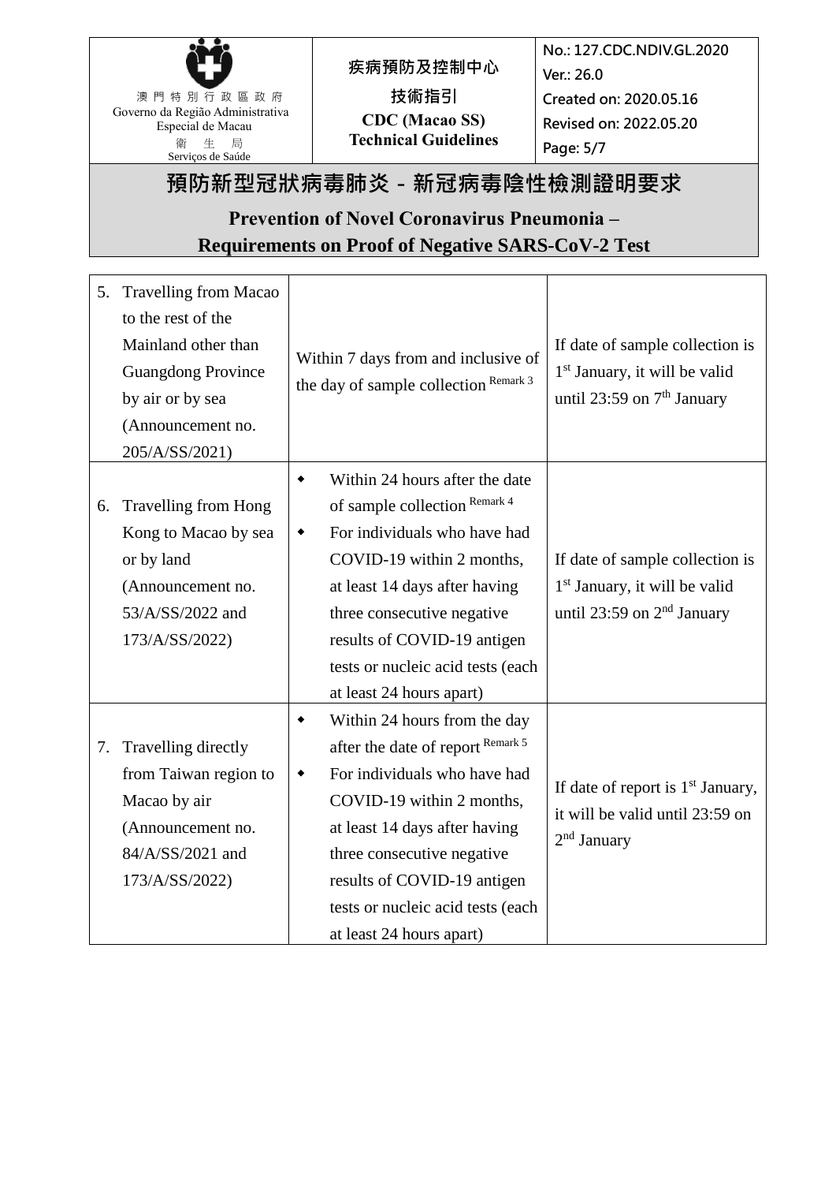| 5. Travelling from Macao to the rest of the Mainland other than Guangdong Province by air or by sea (Announcement no. 205/A/SS/2021) | Within 7 days from and inclusive of the day of sample collection Remark 3 | If date of sample collection is 1st January, it will be valid until 23:59 on 7th January |
|---|---|---|
| 6. Travelling from Hong Kong to Macao by sea or by land (Announcement no. 53/A/SS/2022 and 173/A/SS/2022) | ◆ Within 24 hours after the date of sample collection Remark 4<br>◆ For individuals who have had COVID-19 within 2 months, at least 14 days after having three consecutive negative results of COVID-19 antigen tests or nucleic acid tests (each at least 24 hours apart) | If date of sample collection is 1st January, it will be valid until 23:59 on 2nd January |
| 7. Travelling directly from Taiwan region to Macao by air (Announcement no. 84/A/SS/2021 and 173/A/SS/2022) | ◆ Within 24 hours from the day after the date of report Remark 5<br>◆ For individuals who have had COVID-19 within 2 months, at least 14 days after having three consecutive negative results of COVID-19 antigen tests or nucleic acid tests (each at least 24 hours apart) | If date of report is 1st January, it will be valid until 23:59 on 2nd January |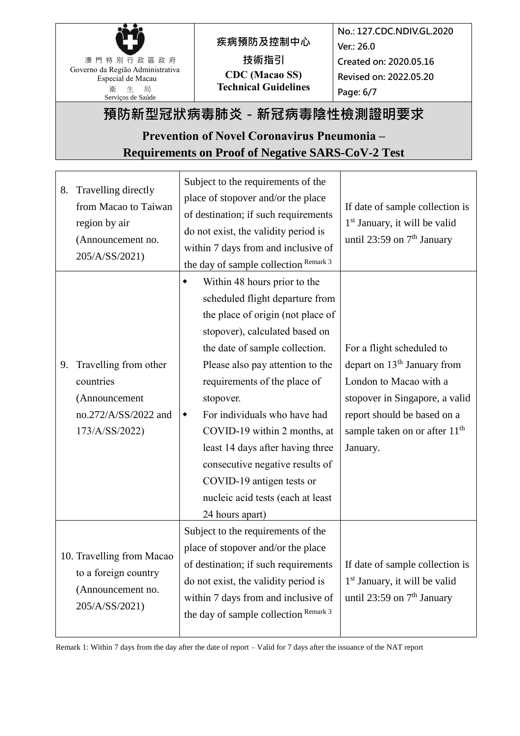# 預防新型冠狀病毒肺炎 – 新冠病毒陰性檢測證明要求

## Prevention of Novel Coronavirus Pneumonia – Requirements on Proof of Negative SARS-CoV-2 Test

| | | |
|---|---|---|
| 8. Travelling directly from Macao to Taiwan region by air (Announcement no. 205/A/SS/2021) | Subject to the requirements of the place of stopover and/or the place of destination; if such requirements do not exist, the validity period is within 7 days from and inclusive of the day of sample collection Remark 3 | If date of sample collection is 1st January, it will be valid until 23:59 on 7th January |
| 9. Travelling from other countries (Announcement no.272/A/SS/2022 and 173/A/SS/2022) | ◆ Within 48 hours prior to the scheduled flight departure from the place of origin (not place of stopover), calculated based on the date of sample collection. Please also pay attention to the requirements of the place of stopover.<br>◆ For individuals who have had COVID-19 within 2 months, at least 14 days after having three consecutive negative results of COVID-19 antigen tests or nucleic acid tests (each at least 24 hours apart) | For a flight scheduled to depart on 13th January from London to Macao with a stopover in Singapore, a valid report should be based on a sample taken on or after 11th January. |
| 10. Travelling from Macao to a foreign country (Announcement no. 205/A/SS/2021) | Subject to the requirements of the place of stopover and/or the place of destination; if such requirements do not exist, the validity period is within 7 days from and inclusive of the day of sample collection Remark 3 | If date of sample collection is 1st January, it will be valid until 23:59 on 7th January |

Remark 1: Within 7 days from the day after the date of report – Valid for 7 days after the issuance of the NAT report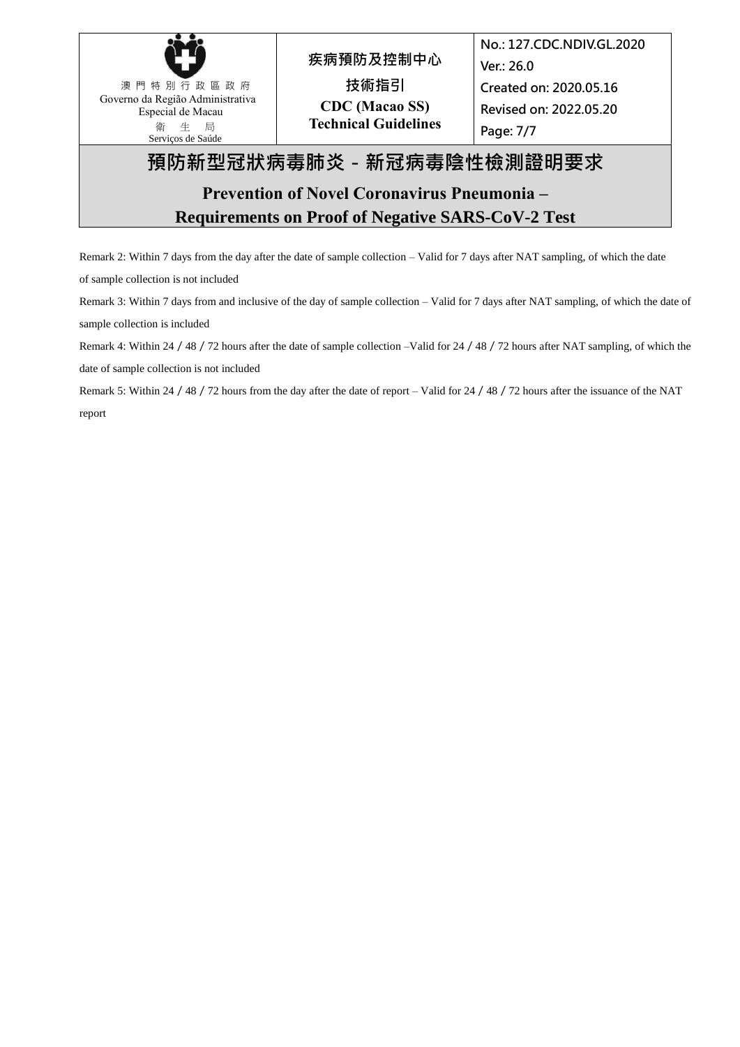Remark 2: Within 7 days from the day after the date of sample collection – Valid for 7 days after NAT sampling, of which the date of sample collection is not included

Remark 3: Within 7 days from and inclusive of the day of sample collection – Valid for 7 days after NAT sampling, of which the date of sample collection is included

Remark 4: Within 24 / 48 / 72 hours after the date of sample collection –Valid for 24 / 48 / 72 hours after NAT sampling, of which the date of sample collection is not included

Remark 5: Within 24 / 48 / 72 hours from the day after the date of report – Valid for 24 / 48 / 72 hours after the issuance of the NAT report